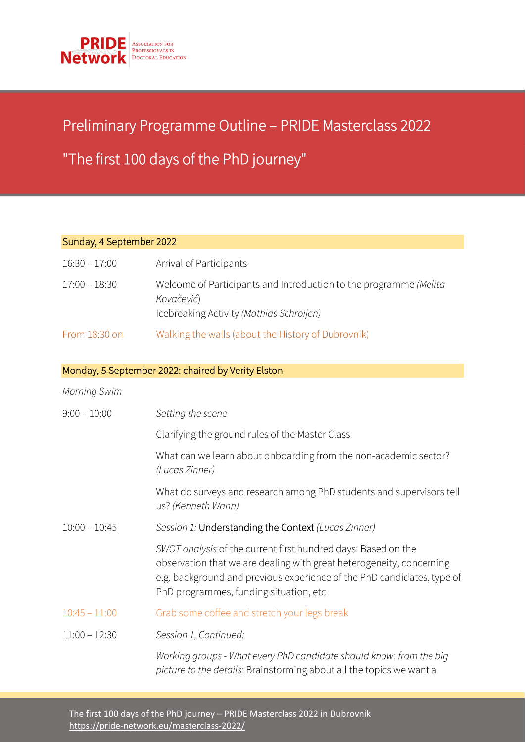PRIDE Network — Association for Professionals in Doctoral Education

# Preliminary Programme Outline – PRIDE Masterclass 2022

# "The first 100 days of the PhD journey"

## Sunday, 4 September 2022

| | |
|---|---|
| 16:30 – 17:00 | Arrival of Participants |
| 17:00 – 18:30 | Welcome of Participants and Introduction to the programme *(Melita Kovačević)*<br>Icebreaking Activity *(Mathias Schroijen)* |
| From 18:30 on | Walking the walls (about the History of Dubrovnik) |

## Monday, 5 September 2022: chaired by Verity Elston

*Morning Swim*

| | |
|---|---|
| 9:00 – 10:00 | *Setting the scene* |
| | Clarifying the ground rules of the Master Class |
| | What can we learn about onboarding from the non-academic sector? *(Lucas Zinner)* |
| | What do surveys and research among PhD students and supervisors tell us? *(Kenneth Wann)* |
| 10:00 – 10:45 | *Session 1:* Understanding the Context *(Lucas Zinner)* |
| | *SWOT analysis* of the current first hundred days: Based on the observation that we are dealing with great heterogeneity, concerning e.g. background and previous experience of the PhD candidates, type of PhD programmes, funding situation, etc |
| 10:45 – 11:00 | Grab some coffee and stretch your legs break |
| 11:00 – 12:30 | *Session 1, Continued:* |
| | *Working groups - What every PhD candidate should know: from the big picture to the details:* Brainstorming about all the topics we want a |

The first 100 days of the PhD journey – PRIDE Masterclass 2022 in Dubrovnik
https://pride-network.eu/masterclass-2022/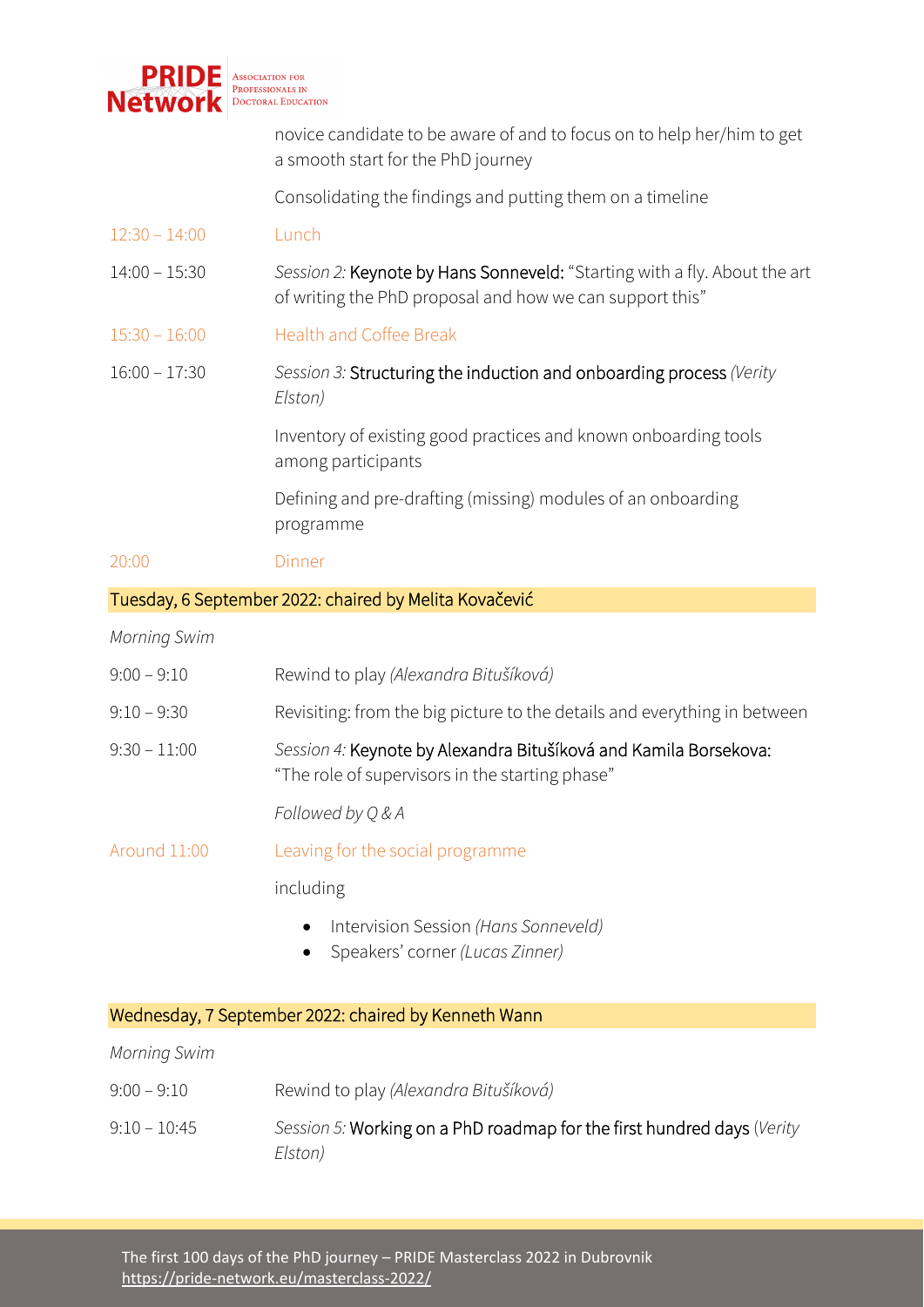novice candidate to be aware of and to focus on to help her/him to get a smooth start for the PhD journey

Consolidating the findings and putting them on a timeline

| | |
|---|---|
| 12:30 – 14:00 | Lunch |
| 14:00 – 15:30 | *Session 2:* Keynote by Hans Sonneveld: "Starting with a fly. About the art of writing the PhD proposal and how we can support this" |
| 15:30 – 16:00 | Health and Coffee Break |
| 16:00 – 17:30 | *Session 3:* Structuring the induction and onboarding process *(Verity Elston)* |
| | Inventory of existing good practices and known onboarding tools among participants |
| | Defining and pre-drafting (missing) modules of an onboarding programme |
| 20:00 | Dinner |

## Tuesday, 6 September 2022: chaired by Melita Kovačević

*Morning Swim*

| | |
|---|---|
| 9:00 – 9:10 | Rewind to play *(Alexandra Bitušíková)* |
| 9:10 – 9:30 | Revisiting: from the big picture to the details and everything in between |
| 9:30 – 11:00 | *Session 4:* Keynote by Alexandra Bitušíková and Kamila Borsekova: "The role of supervisors in the starting phase" |
| | *Followed by Q & A* |
| Around 11:00 | Leaving for the social programme |
| | including |

- Intervision Session *(Hans Sonneveld)*
- Speakers' corner *(Lucas Zinner)*

## Wednesday, 7 September 2022: chaired by Kenneth Wann

*Morning Swim*

| | |
|---|---|
| 9:00 – 9:10 | Rewind to play *(Alexandra Bitušíková)* |
| 9:10 – 10:45 | *Session 5:* Working on a PhD roadmap for the first hundred days *(Verity Elston)* |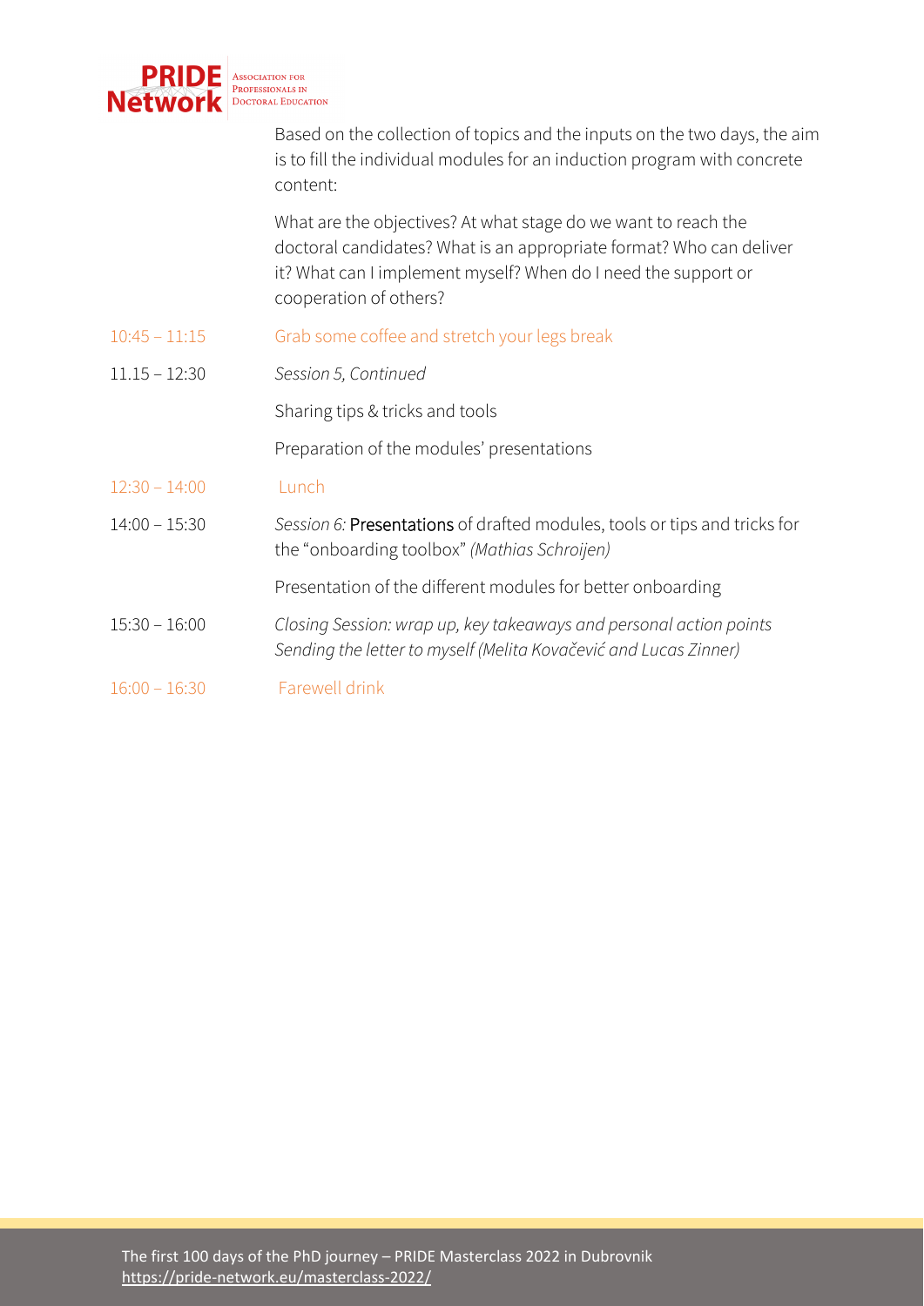Based on the collection of topics and the inputs on the two days, the aim is to fill the individual modules for an induction program with concrete content:

What are the objectives? At what stage do we want to reach the doctoral candidates? What is an appropriate format? Who can deliver it? What can I implement myself? When do I need the support or cooperation of others?

| | |
|---|---|
| 10:45 – 11:15 | Grab some coffee and stretch your legs break |
| 11.15 – 12:30 | *Session 5, Continued*<br><br>Sharing tips & tricks and tools<br><br>Preparation of the modules' presentations |
| 12:30 – 14:00 | Lunch |
| 14:00 – 15:30 | *Session 6:* Presentations of drafted modules, tools or tips and tricks for the "onboarding toolbox" *(Mathias Schroijen)*<br><br>Presentation of the different modules for better onboarding |
| 15:30 – 16:00 | *Closing Session: wrap up, key takeaways and personal action points*<br>*Sending the letter to myself (Melita Kovačević and Lucas Zinner)* |
| 16:00 – 16:30 | Farewell drink |